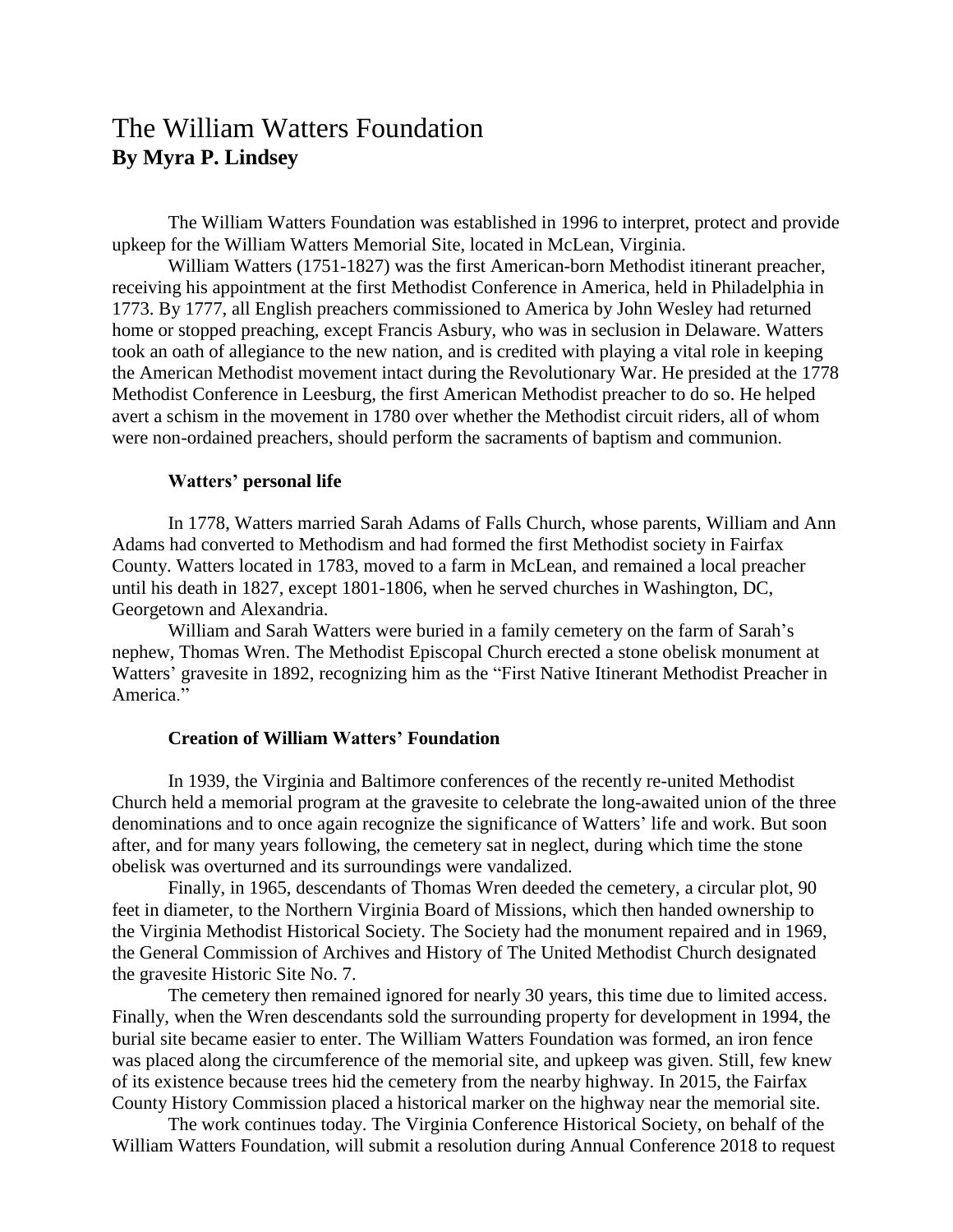# The William Watters Foundation

**By Myra P. Lindsey**

The William Watters Foundation was established in 1996 to interpret, protect and provide upkeep for the William Watters Memorial Site, located in McLean, Virginia.

William Watters (1751-1827) was the first American-born Methodist itinerant preacher, receiving his appointment at the first Methodist Conference in America, held in Philadelphia in 1773. By 1777, all English preachers commissioned to America by John Wesley had returned home or stopped preaching, except Francis Asbury, who was in seclusion in Delaware. Watters took an oath of allegiance to the new nation, and is credited with playing a vital role in keeping the American Methodist movement intact during the Revolutionary War. He presided at the 1778 Methodist Conference in Leesburg, the first American Methodist preacher to do so. He helped avert a schism in the movement in 1780 over whether the Methodist circuit riders, all of whom were non-ordained preachers, should perform the sacraments of baptism and communion.

## Watters' personal life

In 1778, Watters married Sarah Adams of Falls Church, whose parents, William and Ann Adams had converted to Methodism and had formed the first Methodist society in Fairfax County. Watters located in 1783, moved to a farm in McLean, and remained a local preacher until his death in 1827, except 1801-1806, when he served churches in Washington, DC, Georgetown and Alexandria.

William and Sarah Watters were buried in a family cemetery on the farm of Sarah's nephew, Thomas Wren. The Methodist Episcopal Church erected a stone obelisk monument at Watters' gravesite in 1892, recognizing him as the "First Native Itinerant Methodist Preacher in America."

## Creation of William Watters' Foundation

In 1939, the Virginia and Baltimore conferences of the recently re-united Methodist Church held a memorial program at the gravesite to celebrate the long-awaited union of the three denominations and to once again recognize the significance of Watters' life and work. But soon after, and for many years following, the cemetery sat in neglect, during which time the stone obelisk was overturned and its surroundings were vandalized.

Finally, in 1965, descendants of Thomas Wren deeded the cemetery, a circular plot, 90 feet in diameter, to the Northern Virginia Board of Missions, which then handed ownership to the Virginia Methodist Historical Society. The Society had the monument repaired and in 1969, the General Commission of Archives and History of The United Methodist Church designated the gravesite Historic Site No. 7.

The cemetery then remained ignored for nearly 30 years, this time due to limited access. Finally, when the Wren descendants sold the surrounding property for development in 1994, the burial site became easier to enter. The William Watters Foundation was formed, an iron fence was placed along the circumference of the memorial site, and upkeep was given. Still, few knew of its existence because trees hid the cemetery from the nearby highway. In 2015, the Fairfax County History Commission placed a historical marker on the highway near the memorial site.

The work continues today. The Virginia Conference Historical Society, on behalf of the William Watters Foundation, will submit a resolution during Annual Conference 2018 to request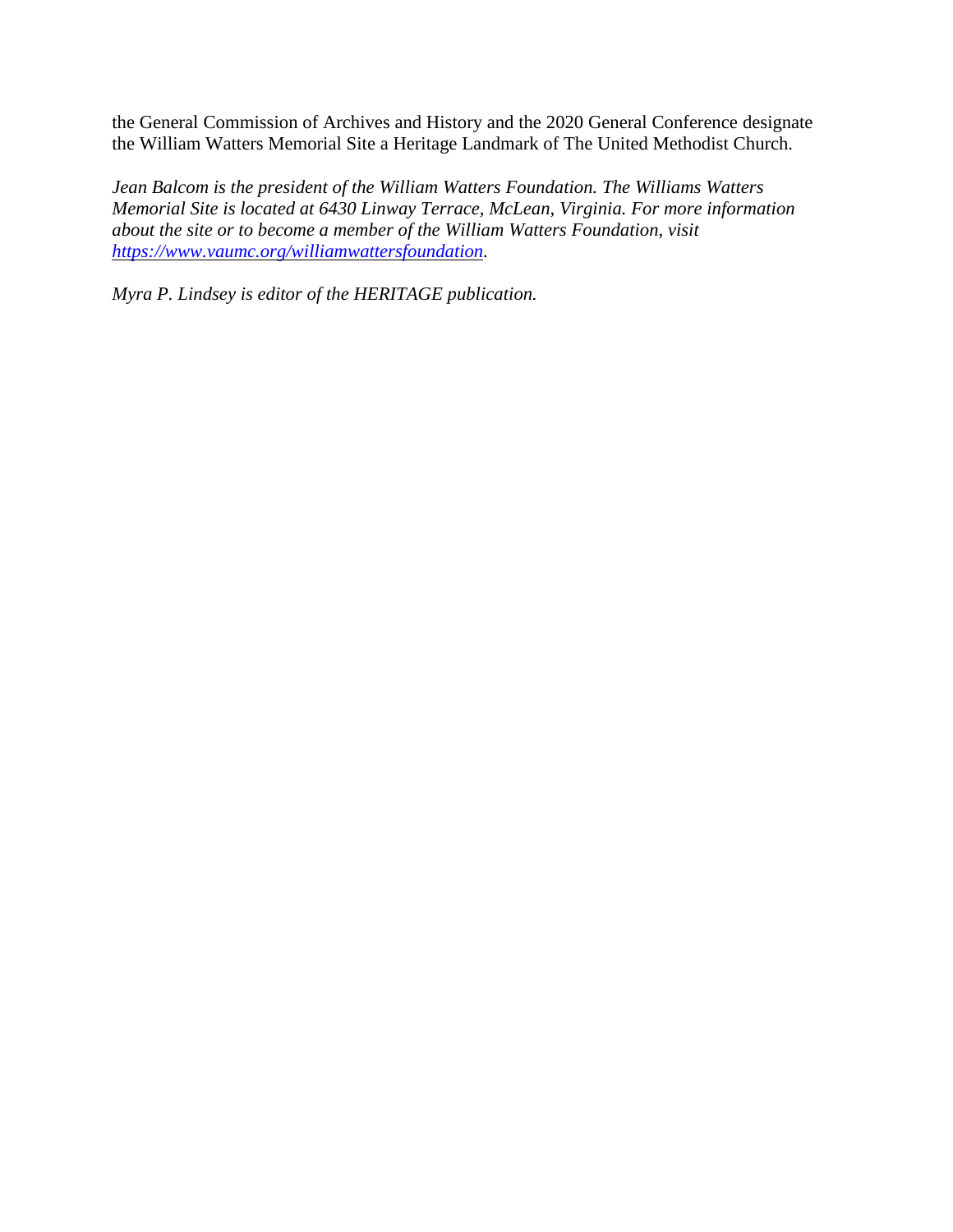the General Commission of Archives and History and the 2020 General Conference designate the William Watters Memorial Site a Heritage Landmark of The United Methodist Church.

*Jean Balcom is the president of the William Watters Foundation. The Williams Watters Memorial Site is located at 6430 Linway Terrace, McLean, Virginia. For more information about the site or to become a member of the William Watters Foundation, visit [https://www.vaumc.org/williamwattersfoundation](https://www.vaumc.org/williamwattersfoundation).*

*Myra P. Lindsey is editor of the HERITAGE publication.*